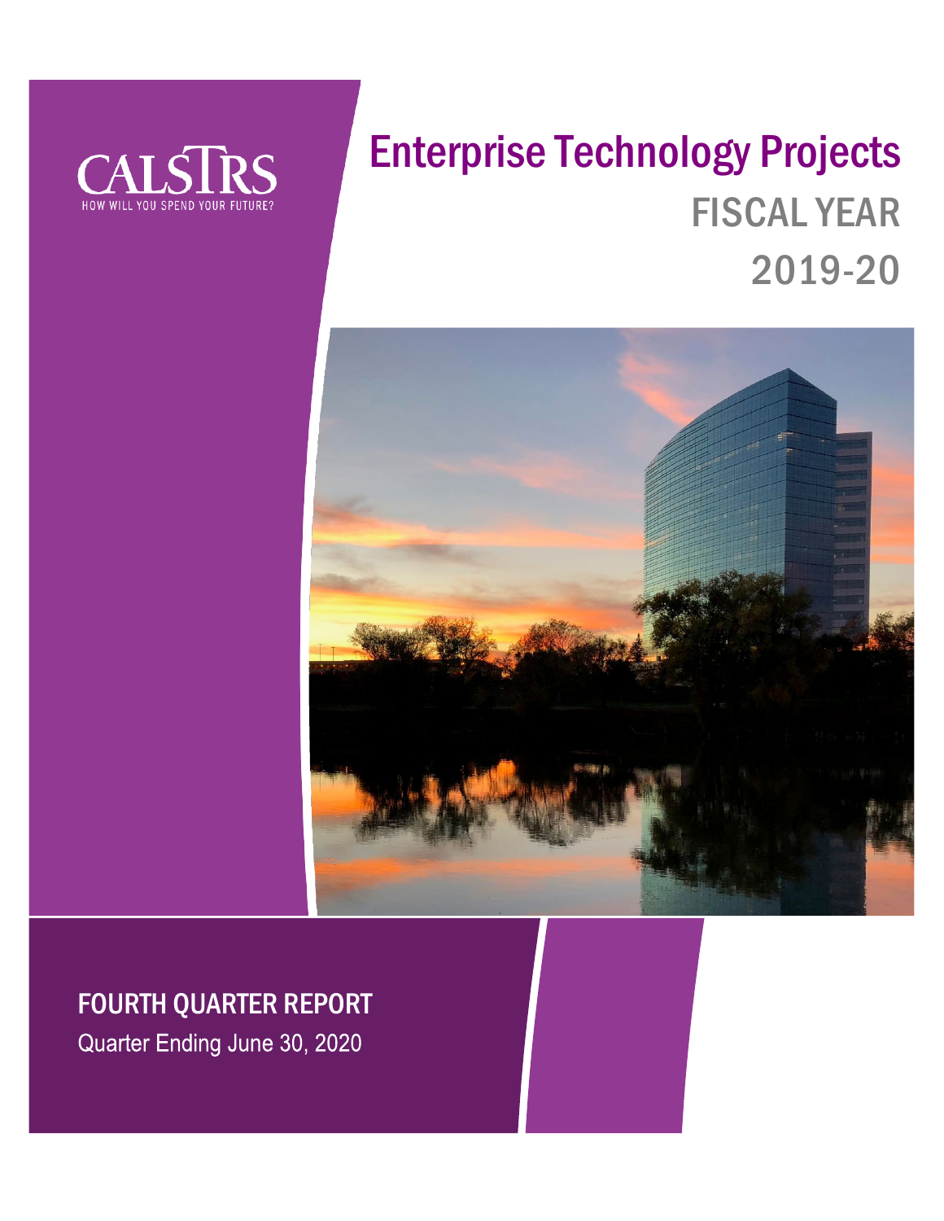CALSTRS

HOW WILL YOU SPEND YOUR FUTURE?

# Enterprise Technology Projects

## FISCAL YEAR 2019-20

## FOURTH QUARTER REPORT

Quarter Ending June 30, 2020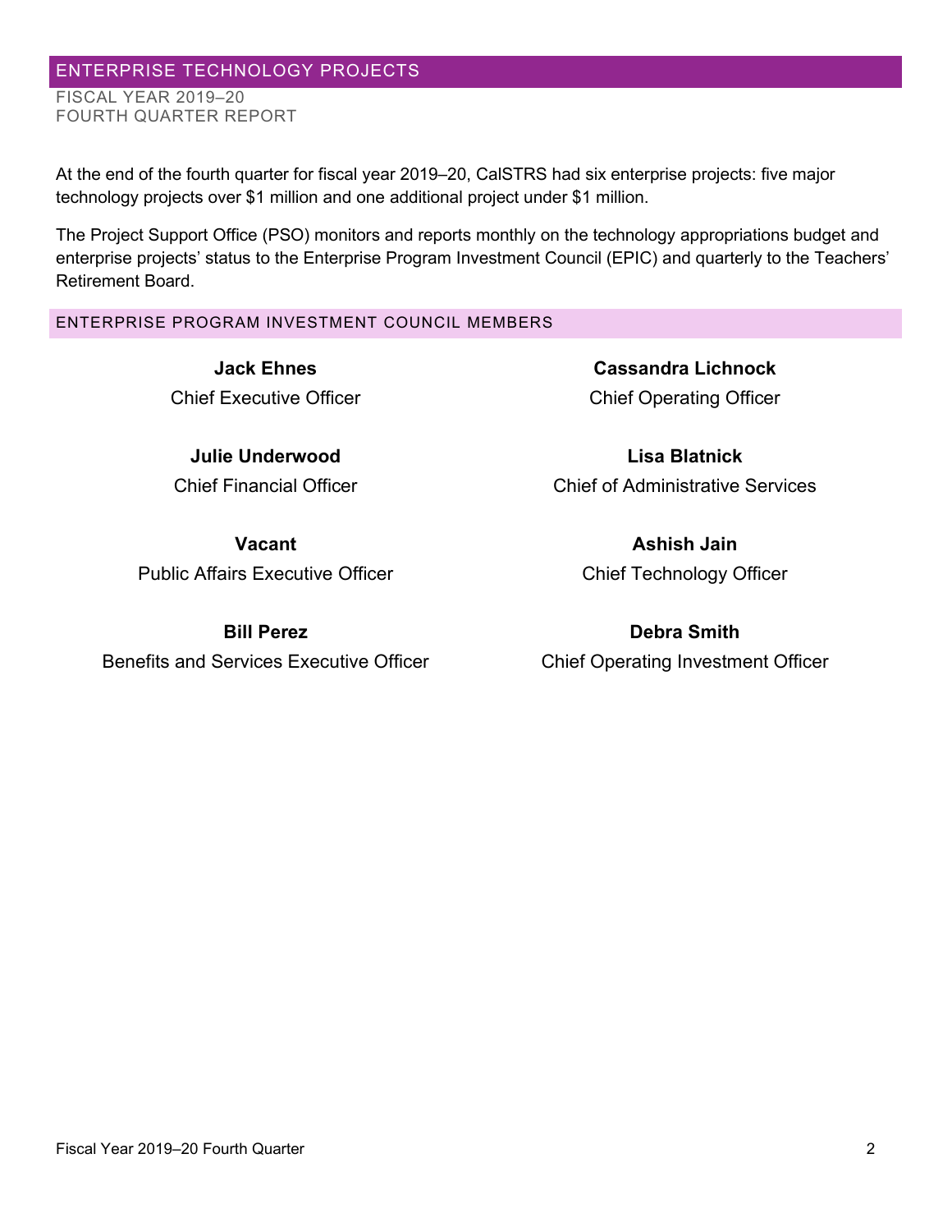# ENTERPRISE TECHNOLOGY PROJECTS

FISCAL YEAR 2019–20
FOURTH QUARTER REPORT

At the end of the fourth quarter for fiscal year 2019–20, CalSTRS had six enterprise projects: five major technology projects over $1 million and one additional project under $1 million.

The Project Support Office (PSO) monitors and reports monthly on the technology appropriations budget and enterprise projects' status to the Enterprise Program Investment Council (EPIC) and quarterly to the Teachers' Retirement Board.

## ENTERPRISE PROGRAM INVESTMENT COUNCIL MEMBERS

**Jack Ehnes**
Chief Executive Officer

**Cassandra Lichnock**
Chief Operating Officer

**Julie Underwood**
Chief Financial Officer

**Lisa Blatnick**
Chief of Administrative Services

**Vacant**
Public Affairs Executive Officer

**Ashish Jain**
Chief Technology Officer

**Bill Perez**
Benefits and Services Executive Officer

**Debra Smith**
Chief Operating Investment Officer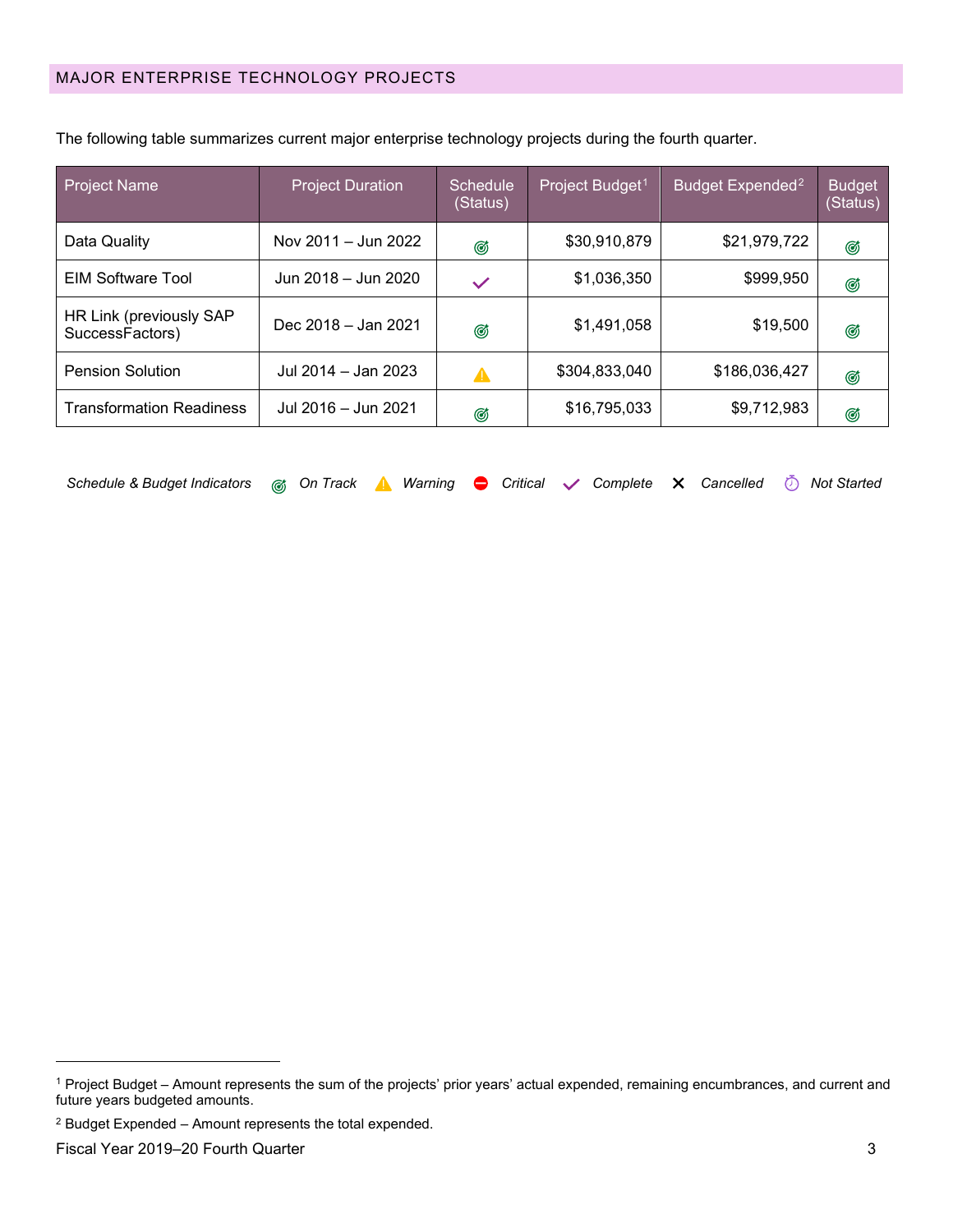## MAJOR ENTERPRISE TECHNOLOGY PROJECTS

The following table summarizes current major enterprise technology projects during the fourth quarter.

| Project Name | Project Duration | Schedule (Status) | Project Budget[1] | Budget Expended[2] | Budget (Status) |
|---|---|---|---|---|---|
| Data Quality | Nov 2011 – Jun 2022 | On Track | $30,910,879 | $21,979,722 | On Track |
| EIM Software Tool | Jun 2018 – Jun 2020 | Complete | $1,036,350 | $999,950 | On Track |
| HR Link (previously SAP SuccessFactors) | Dec 2018 – Jan 2021 | On Track | $1,491,058 | $19,500 | On Track |
| Pension Solution | Jul 2014 – Jan 2023 | Warning | $304,833,040 | $186,036,427 | On Track |
| Transformation Readiness | Jul 2016 – Jun 2021 | On Track | $16,795,033 | $9,712,983 | On Track |

*Schedule & Budget Indicators* — *On Track* — *Warning* — *Critical* — *Complete* — *Cancelled* — *Not Started*

[1] Project Budget – Amount represents the sum of the projects' prior years' actual expended, remaining encumbrances, and current and future years budgeted amounts.

[2] Budget Expended – Amount represents the total expended.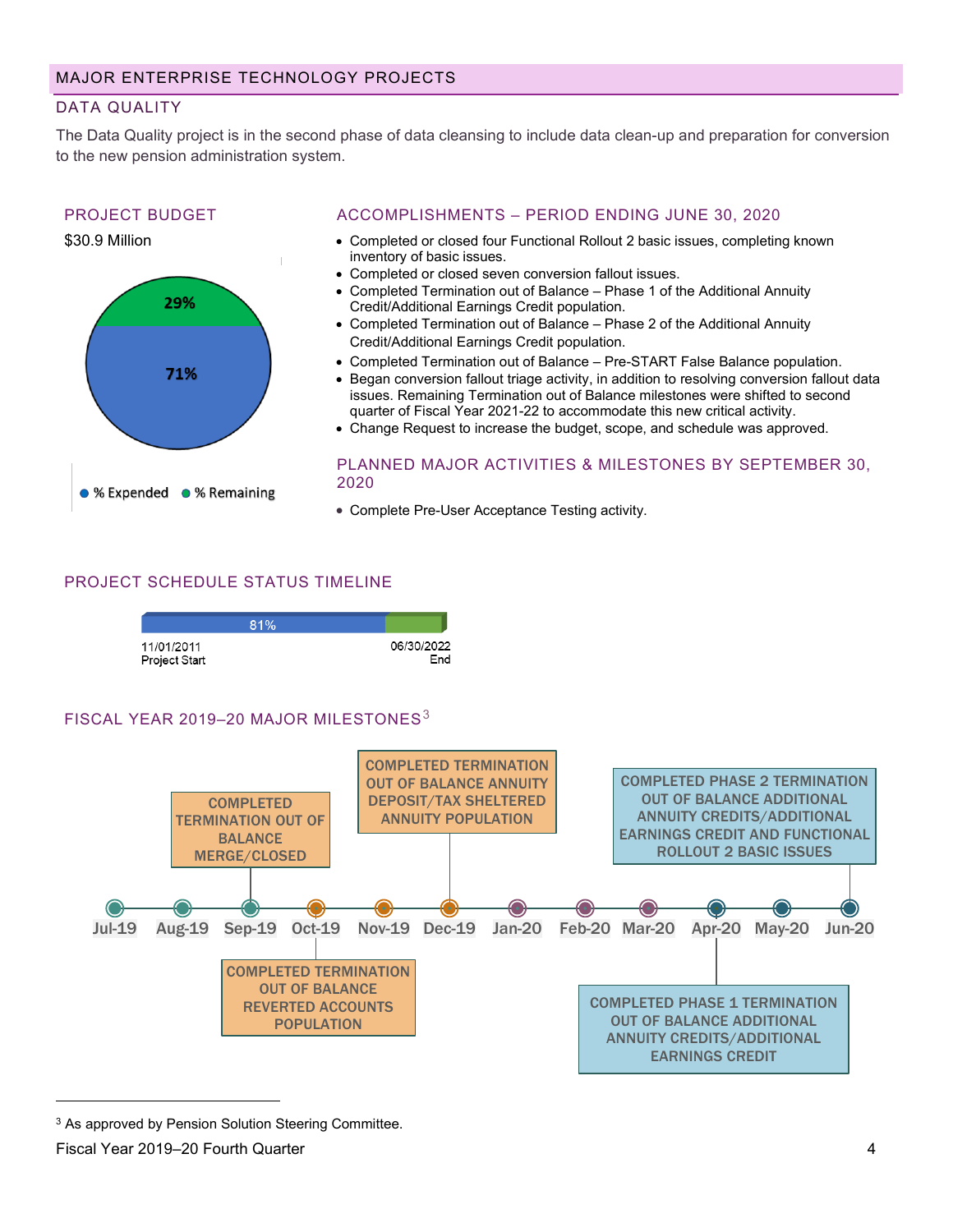## MAJOR ENTERPRISE TECHNOLOGY PROJECTS

### DATA QUALITY

The Data Quality project is in the second phase of data cleansing to include data clean-up and preparation for conversion to the new pension administration system.

#### PROJECT BUDGET

$30.9 Million

71% % Expended
29% % Remaining

#### ACCOMPLISHMENTS – PERIOD ENDING JUNE 30, 2020

- Completed or closed four Functional Rollout 2 basic issues, completing known inventory of basic issues.
- Completed or closed seven conversion fallout issues.
- Completed Termination out of Balance – Phase 1 of the Additional Annuity Credit/Additional Earnings Credit population.
- Completed Termination out of Balance – Phase 2 of the Additional Annuity Credit/Additional Earnings Credit population.
- Completed Termination out of Balance – Pre-START False Balance population.
- Began conversion fallout triage activity, in addition to resolving conversion fallout data issues. Remaining Termination out of Balance milestones were shifted to second quarter of Fiscal Year 2021-22 to accommodate this new critical activity.
- Change Request to increase the budget, scope, and schedule was approved.

#### PLANNED MAJOR ACTIVITIES & MILESTONES BY SEPTEMBER 30, 2020

- Complete Pre-User Acceptance Testing activity.

#### PROJECT SCHEDULE STATUS TIMELINE

81%

11/01/2011 Project Start — 06/30/2022 End

#### FISCAL YEAR 2019–20 MAJOR MILESTONES[3]

| Month | Milestone |
|---|---|
| Jul-19 | |
| Aug-19 | |
| Sep-19 | COMPLETED TERMINATION OUT OF BALANCE MERGE/CLOSED |
| Oct-19 | COMPLETED TERMINATION OUT OF BALANCE REVERTED ACCOUNTS POPULATION |
| Nov-19 | |
| Dec-19 | COMPLETED TERMINATION OUT OF BALANCE ANNUITY DEPOSIT/TAX SHELTERED ANNUITY POPULATION |
| Jan-20 | |
| Feb-20 | |
| Mar-20 | |
| Apr-20 | COMPLETED PHASE 1 TERMINATION OUT OF BALANCE ADDITIONAL ANNUITY CREDITS/ADDITIONAL EARNINGS CREDIT |
| May-20 | |
| Jun-20 | COMPLETED PHASE 2 TERMINATION OUT OF BALANCE ADDITIONAL ANNUITY CREDITS/ADDITIONAL EARNINGS CREDIT AND FUNCTIONAL ROLLOUT 2 BASIC ISSUES |

[3] As approved by Pension Solution Steering Committee.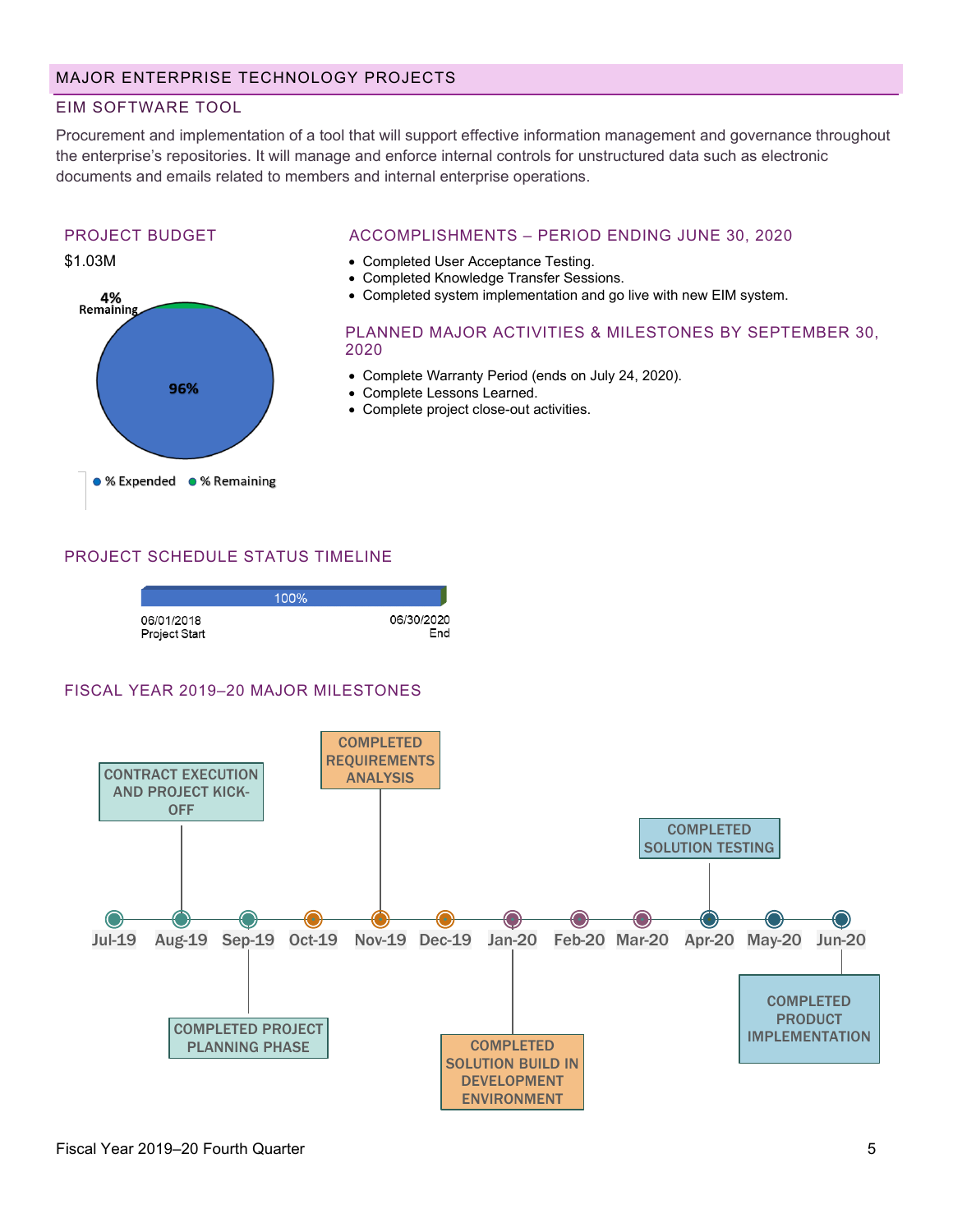# MAJOR ENTERPRISE TECHNOLOGY PROJECTS

## EIM SOFTWARE TOOL

Procurement and implementation of a tool that will support effective information management and governance throughout the enterprise's repositories. It will manage and enforce internal controls for unstructured data such as electronic documents and emails related to members and internal enterprise operations.

### PROJECT BUDGET

$1.03M

4% Remaining

96%

% Expended % Remaining

### ACCOMPLISHMENTS – PERIOD ENDING JUNE 30, 2020

- Completed User Acceptance Testing.
- Completed Knowledge Transfer Sessions.
- Completed system implementation and go live with new EIM system.

### PLANNED MAJOR ACTIVITIES & MILESTONES BY SEPTEMBER 30, 2020

- Complete Warranty Period (ends on July 24, 2020).
- Complete Lessons Learned.
- Complete project close-out activities.

### PROJECT SCHEDULE STATUS TIMELINE

100%

06/01/2018 Project Start

06/30/2020 End

### FISCAL YEAR 2019–20 MAJOR MILESTONES

| Month | Milestone |
|---|---|
| Jul-19 | |
| Aug-19 | CONTRACT EXECUTION AND PROJECT KICK-OFF |
| Sep-19 | COMPLETED PROJECT PLANNING PHASE |
| Oct-19 | |
| Nov-19 | COMPLETED REQUIREMENTS ANALYSIS |
| Dec-19 | |
| Jan-20 | COMPLETED SOLUTION BUILD IN DEVELOPMENT ENVIRONMENT |
| Feb-20 | |
| Mar-20 | |
| Apr-20 | COMPLETED SOLUTION TESTING |
| May-20 | |
| Jun-20 | COMPLETED PRODUCT IMPLEMENTATION |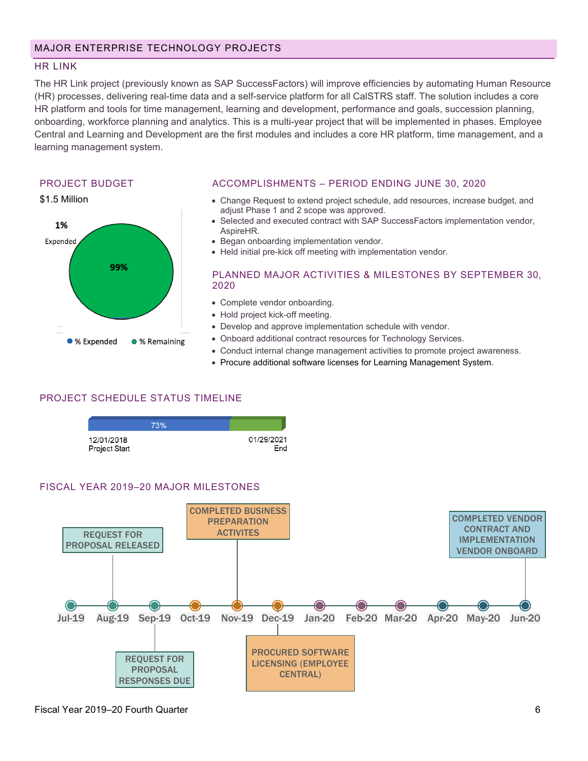## MAJOR ENTERPRISE TECHNOLOGY PROJECTS

### HR LINK

The HR Link project (previously known as SAP SuccessFactors) will improve efficiencies by automating Human Resource (HR) processes, delivering real-time data and a self-service platform for all CalSTRS staff. The solution includes a core HR platform and tools for time management, learning and development, performance and goals, succession planning, onboarding, workforce planning and analytics. This is a multi-year project that will be implemented in phases. Employee Central and Learning and Development are the first modules and includes a core HR platform, time management, and a learning management system.

#### PROJECT BUDGET

$1.5 Million

1% Expended

99%

% Expended | % Remaining

#### ACCOMPLISHMENTS – PERIOD ENDING JUNE 30, 2020

- Change Request to extend project schedule, add resources, increase budget, and adjust Phase 1 and 2 scope was approved.
- Selected and executed contract with SAP SuccessFactors implementation vendor, AspireHR.
- Began onboarding implementation vendor.
- Held initial pre-kick off meeting with implementation vendor.

#### PLANNED MAJOR ACTIVITIES & MILESTONES BY SEPTEMBER 30, 2020

- Complete vendor onboarding.
- Hold project kick-off meeting.
- Develop and approve implementation schedule with vendor.
- Onboard additional contract resources for Technology Services.
- Conduct internal change management activities to promote project awareness.
- Procure additional software licenses for Learning Management System.

#### PROJECT SCHEDULE STATUS TIMELINE

73%

12/01/2018 Project Start — 01/29/2021 End

#### FISCAL YEAR 2019–20 MAJOR MILESTONES

| Month | Milestone |
|---|---|
| Jul-19 | |
| Aug-19 | REQUEST FOR PROPOSAL RELEASED |
| Sep-19 | REQUEST FOR PROPOSAL RESPONSES DUE |
| Oct-19 | |
| Nov-19 | COMPLETED BUSINESS PREPARATION ACTIVITES |
| Dec-19 | PROCURED SOFTWARE LICENSING (EMPLOYEE CENTRAL) |
| Jan-20 | |
| Feb-20 | |
| Mar-20 | |
| Apr-20 | |
| May-20 | |
| Jun-20 | COMPLETED VENDOR CONTRACT AND IMPLEMENTATION VENDOR ONBOARD |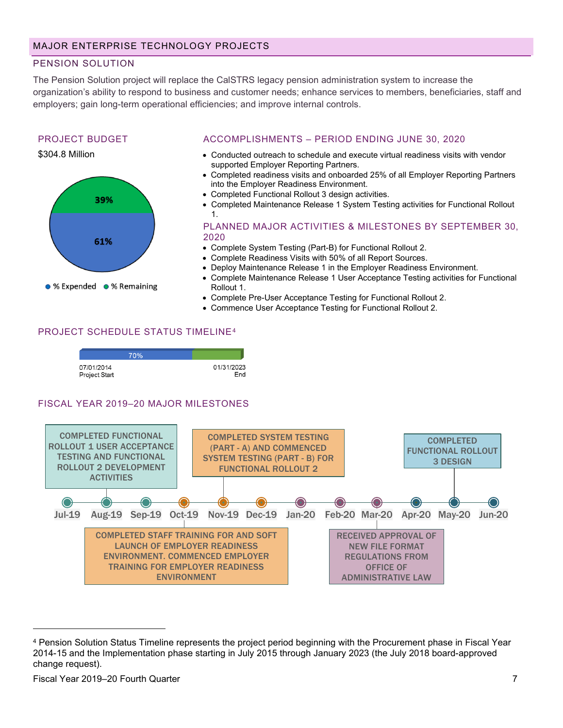## MAJOR ENTERPRISE TECHNOLOGY PROJECTS

### PENSION SOLUTION

The Pension Solution project will replace the CalSTRS legacy pension administration system to increase the organization's ability to respond to business and customer needs; enhance services to members, beneficiaries, staff and employers; gain long-term operational efficiencies; and improve internal controls.

#### PROJECT BUDGET

$304.8 Million

- % Expended: 61%
- % Remaining: 39%

#### ACCOMPLISHMENTS – PERIOD ENDING JUNE 30, 2020

- Conducted outreach to schedule and execute virtual readiness visits with vendor supported Employer Reporting Partners.
- Completed readiness visits and onboarded 25% of all Employer Reporting Partners into the Employer Readiness Environment.
- Completed Functional Rollout 3 design activities.
- Completed Maintenance Release 1 System Testing activities for Functional Rollout 1.

#### PLANNED MAJOR ACTIVITIES & MILESTONES BY SEPTEMBER 30, 2020

- Complete System Testing (Part-B) for Functional Rollout 2.
- Complete Readiness Visits with 50% of all Report Sources.
- Deploy Maintenance Release 1 in the Employer Readiness Environment.
- Complete Maintenance Release 1 User Acceptance Testing activities for Functional Rollout 1.
- Complete Pre-User Acceptance Testing for Functional Rollout 2.
- Commence User Acceptance Testing for Functional Rollout 2.

#### PROJECT SCHEDULE STATUS TIMELINE[4]

70%

07/01/2014 Project Start — 01/31/2023 End

#### FISCAL YEAR 2019–20 MAJOR MILESTONES

- Aug-19: COMPLETED FUNCTIONAL ROLLOUT 1 USER ACCEPTANCE TESTING AND FUNCTIONAL ROLLOUT 2 DEVELOPMENT ACTIVITIES
- Oct-19: COMPLETED STAFF TRAINING FOR AND SOFT LAUNCH OF EMPLOYER READINESS ENVIRONMENT. COMMENCED EMPLOYER TRAINING FOR EMPLOYER READINESS ENVIRONMENT
- Nov-19: COMPLETED SYSTEM TESTING (PART - A) AND COMMENCED SYSTEM TESTING (PART - B) FOR FUNCTIONAL ROLLOUT 2
- Mar-20: RECEIVED APPROVAL OF NEW FILE FORMAT REGULATIONS FROM OFFICE OF ADMINISTRATIVE LAW
- May-20: COMPLETED FUNCTIONAL ROLLOUT 3 DESIGN

Jul-19 | Aug-19 | Sep-19 | Oct-19 | Nov-19 | Dec-19 | Jan-20 | Feb-20 | Mar-20 | Apr-20 | May-20 | Jun-20

---

[4] Pension Solution Status Timeline represents the project period beginning with the Procurement phase in Fiscal Year 2014-15 and the Implementation phase starting in July 2015 through January 2023 (the July 2018 board-approved change request).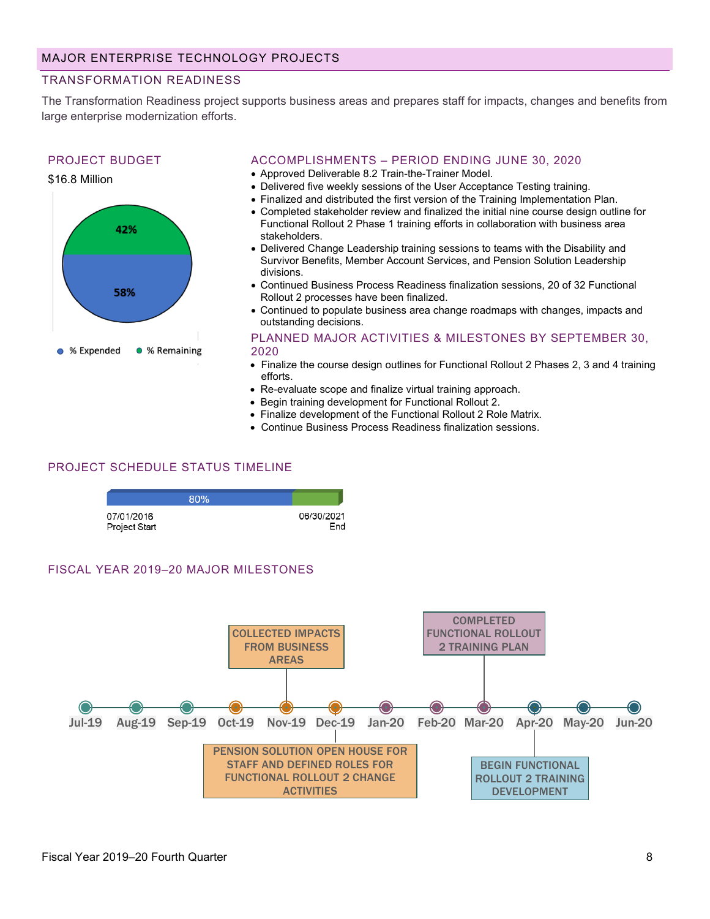## MAJOR ENTERPRISE TECHNOLOGY PROJECTS

### TRANSFORMATION READINESS

The Transformation Readiness project supports business areas and prepares staff for impacts, changes and benefits from large enterprise modernization efforts.

#### PROJECT BUDGET

$16.8 Million

58% % Expended
42% % Remaining

#### ACCOMPLISHMENTS – PERIOD ENDING JUNE 30, 2020

- Approved Deliverable 8.2 Train-the-Trainer Model.
- Delivered five weekly sessions of the User Acceptance Testing training.
- Finalized and distributed the first version of the Training Implementation Plan.
- Completed stakeholder review and finalized the initial nine course design outline for Functional Rollout 2 Phase 1 training efforts in collaboration with business area stakeholders.
- Delivered Change Leadership training sessions to teams with the Disability and Survivor Benefits, Member Account Services, and Pension Solution Leadership divisions.
- Continued Business Process Readiness finalization sessions, 20 of 32 Functional Rollout 2 processes have been finalized.
- Continued to populate business area change roadmaps with changes, impacts and outstanding decisions.

#### PLANNED MAJOR ACTIVITIES & MILESTONES BY SEPTEMBER 30, 2020

- Finalize the course design outlines for Functional Rollout 2 Phases 2, 3 and 4 training efforts.
- Re-evaluate scope and finalize virtual training approach.
- Begin training development for Functional Rollout 2.
- Finalize development of the Functional Rollout 2 Role Matrix.
- Continue Business Process Readiness finalization sessions.

#### PROJECT SCHEDULE STATUS TIMELINE

80%

07/01/2016 Project Start — 06/30/2021 End

#### FISCAL YEAR 2019–20 MAJOR MILESTONES

| Month | Milestone |
|---|---|
| Nov-19 | COLLECTED IMPACTS FROM BUSINESS AREAS |
| Dec-19 | PENSION SOLUTION OPEN HOUSE FOR STAFF AND DEFINED ROLES FOR FUNCTIONAL ROLLOUT 2 CHANGE ACTIVITIES |
| Mar-20 | COMPLETED FUNCTIONAL ROLLOUT 2 TRAINING PLAN |
| Apr-20 | BEGIN FUNCTIONAL ROLLOUT 2 TRAINING DEVELOPMENT |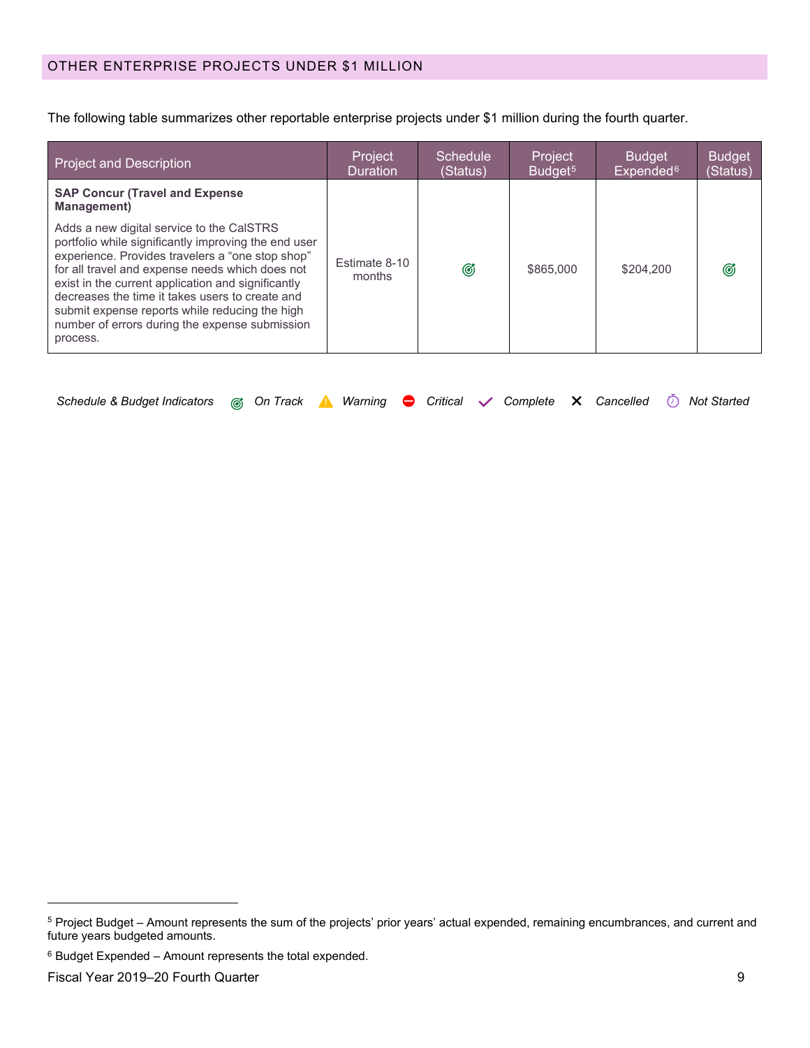## OTHER ENTERPRISE PROJECTS UNDER $1 MILLION

The following table summarizes other reportable enterprise projects under $1 million during the fourth quarter.

| Project and Description | Project Duration | Schedule (Status) | Project Budget[5] | Budget Expended[6] | Budget (Status) |
|---|---|---|---|---|---|
| **SAP Concur (Travel and Expense Management)**<br><br>Adds a new digital service to the CalSTRS portfolio while significantly improving the end user experience. Provides travelers a "one stop shop" for all travel and expense needs which does not exist in the current application and significantly decreases the time it takes users to create and submit expense reports while reducing the high number of errors during the expense submission process. | Estimate 8-10 months | On Track | $865,000 | $204,200 | On Track |

*Schedule & Budget Indicators* *On Track* *Warning* *Critical* *Complete* *Cancelled* *Not Started*

[5] Project Budget – Amount represents the sum of the projects' prior years' actual expended, remaining encumbrances, and current and future years budgeted amounts.

[6] Budget Expended – Amount represents the total expended.